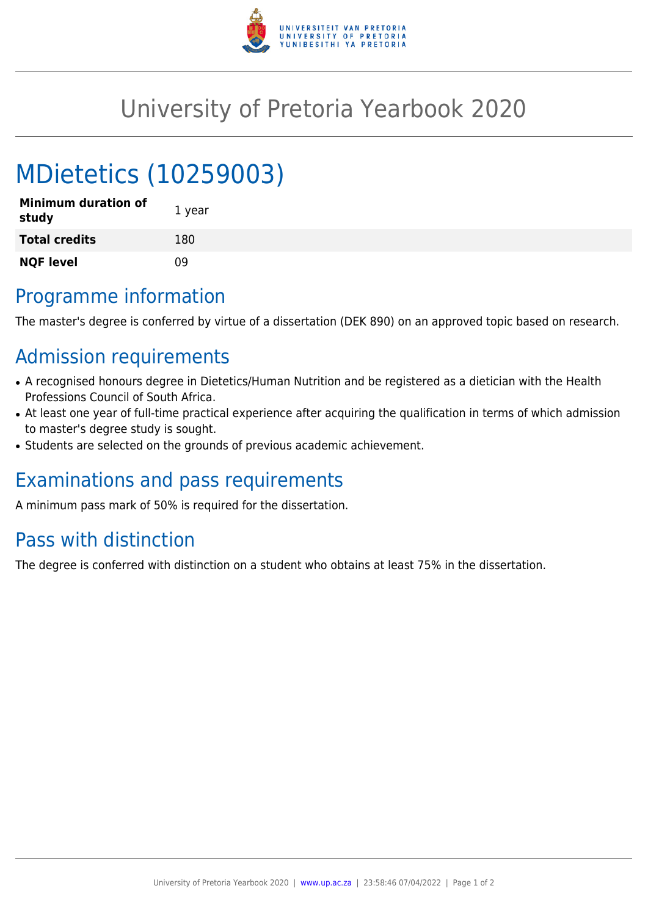# University of Pretoria Yearbook 2020

# MDietetics (10259003)

| | |
|---|---|
| **Minimum duration of study** | 1 year |
| **Total credits** | 180 |
| **NQF level** | 09 |

## Programme information

The master's degree is conferred by virtue of a dissertation (DEK 890) on an approved topic based on research.

## Admission requirements

- A recognised honours degree in Dietetics/Human Nutrition and be registered as a dietician with the Health Professions Council of South Africa.
- At least one year of full-time practical experience after acquiring the qualification in terms of which admission to master's degree study is sought.
- Students are selected on the grounds of previous academic achievement.

## Examinations and pass requirements

A minimum pass mark of 50% is required for the dissertation.

## Pass with distinction

The degree is conferred with distinction on a student who obtains at least 75% in the dissertation.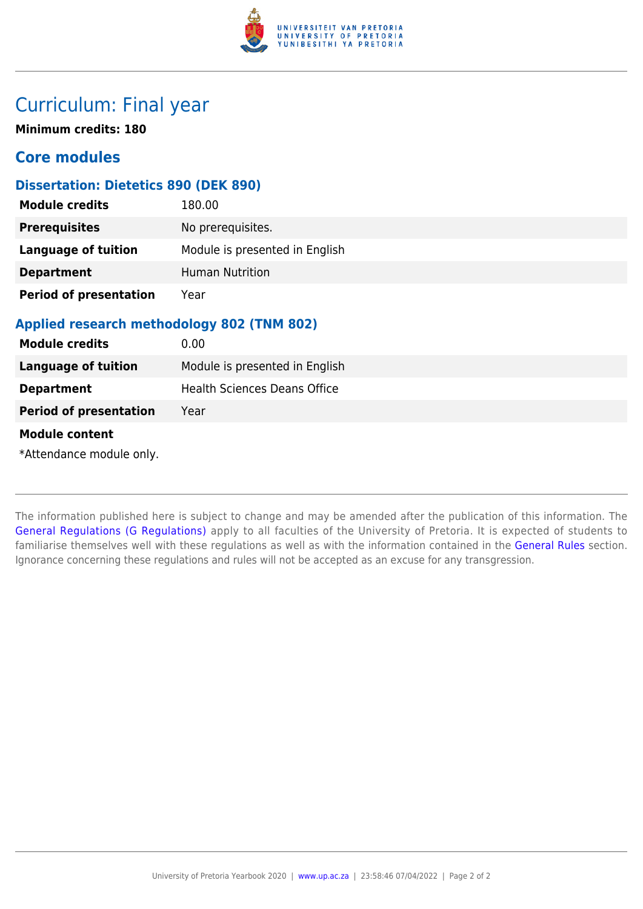# Curriculum: Final year

**Minimum credits: 180**

## Core modules

### Dissertation: Dietetics 890 (DEK 890)

| | |
|---|---|
| **Module credits** | 180.00 |
| **Prerequisites** | No prerequisites. |
| **Language of tuition** | Module is presented in English |
| **Department** | Human Nutrition |
| **Period of presentation** | Year |

### Applied research methodology 802 (TNM 802)

| | |
|---|---|
| **Module credits** | 0.00 |
| **Language of tuition** | Module is presented in English |
| **Department** | Health Sciences Deans Office |
| **Period of presentation** | Year |

**Module content**

*Attendance module only.

The information published here is subject to change and may be amended after the publication of this information. The General Regulations (G Regulations) apply to all faculties of the University of Pretoria. It is expected of students to familiarise themselves well with these regulations as well as with the information contained in the General Rules section. Ignorance concerning these regulations and rules will not be accepted as an excuse for any transgression.